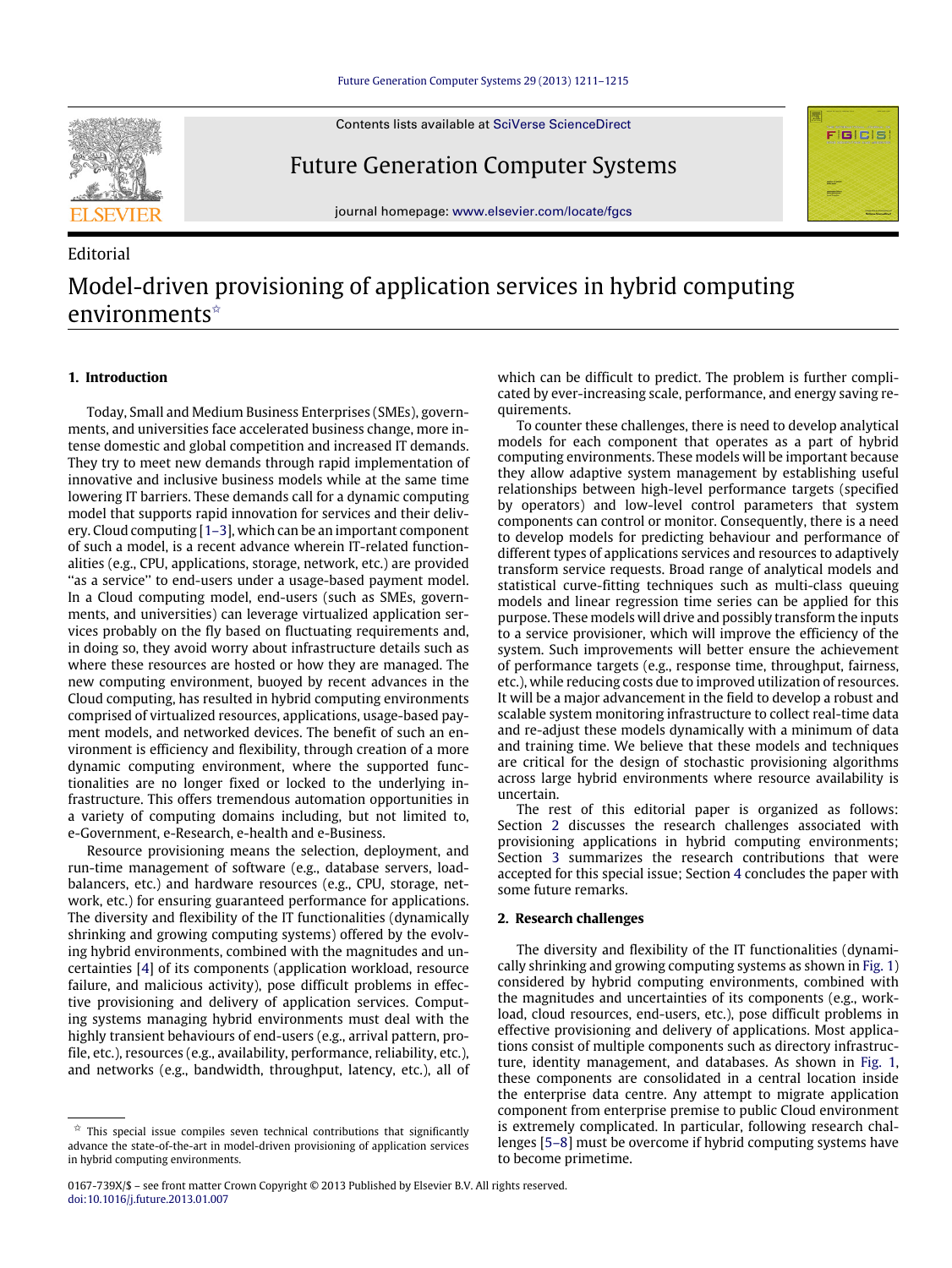Editorial

# Model-driven provisioning of application services in hybrid computing environments☆

## 1. Introduction

Today, Small and Medium Business Enterprises (SMEs), governments, and universities face accelerated business change, more intense domestic and global competition and increased IT demands. They try to meet new demands through rapid implementation of innovative and inclusive business models while at the same time lowering IT barriers. These demands call for a dynamic computing model that supports rapid innovation for services and their delivery. Cloud computing [1–3], which can be an important component of such a model, is a recent advance wherein IT-related functionalities (e.g., CPU, applications, storage, network, etc.) are provided "as a service" to end-users under a usage-based payment model. In a Cloud computing model, end-users (such as SMEs, governments, and universities) can leverage virtualized application services probably on the fly based on fluctuating requirements and, in doing so, they avoid worry about infrastructure details such as where these resources are hosted or how they are managed. The new computing environment, buoyed by recent advances in the Cloud computing, has resulted in hybrid computing environments comprised of virtualized resources, applications, usage-based payment models, and networked devices. The benefit of such an environment is efficiency and flexibility, through creation of a more dynamic computing environment, where the supported functionalities are no longer fixed or locked to the underlying infrastructure. This offers tremendous automation opportunities in a variety of computing domains including, but not limited to, e-Government, e-Research, e-health and e-Business.

Resource provisioning means the selection, deployment, and run-time management of software (e.g., database servers, load-balancers, etc.) and hardware resources (e.g., CPU, storage, network, etc.) for ensuring guaranteed performance for applications. The diversity and flexibility of the IT functionalities (dynamically shrinking and growing computing systems) offered by the evolving hybrid environments, combined with the magnitudes and uncertainties [4] of its components (application workload, resource failure, and malicious activity), pose difficult problems in effective provisioning and delivery of application services. Computing systems managing hybrid environments must deal with the highly transient behaviours of end-users (e.g., arrival pattern, profile, etc.), resources (e.g., availability, performance, reliability, etc.), and networks (e.g., bandwidth, throughput, latency, etc.), all of which can be difficult to predict. The problem is further complicated by ever-increasing scale, performance, and energy saving requirements.

To counter these challenges, there is need to develop analytical models for each component that operates as a part of hybrid computing environments. These models will be important because they allow adaptive system management by establishing useful relationships between high-level performance targets (specified by operators) and low-level control parameters that system components can control or monitor. Consequently, there is a need to develop models for predicting behaviour and performance of different types of applications services and resources to adaptively transform service requests. Broad range of analytical models and statistical curve-fitting techniques such as multi-class queuing models and linear regression time series can be applied for this purpose. These models will drive and possibly transform the inputs to a service provisioner, which will improve the efficiency of the system. Such improvements will better ensure the achievement of performance targets (e.g., response time, throughput, fairness, etc.), while reducing costs due to improved utilization of resources. It will be a major advancement in the field to develop a robust and scalable system monitoring infrastructure to collect real-time data and re-adjust these models dynamically with a minimum of data and training time. We believe that these models and techniques are critical for the design of stochastic provisioning algorithms across large hybrid environments where resource availability is uncertain.

The rest of this editorial paper is organized as follows: Section 2 discusses the research challenges associated with provisioning applications in hybrid computing environments; Section 3 summarizes the research contributions that were accepted for this special issue; Section 4 concludes the paper with some future remarks.

## 2. Research challenges

The diversity and flexibility of the IT functionalities (dynamically shrinking and growing computing systems as shown in Fig. 1) considered by hybrid computing environments, combined with the magnitudes and uncertainties of its components (e.g., workload, cloud resources, end-users, etc.), pose difficult problems in effective provisioning and delivery of applications. Most applications consist of multiple components such as directory infrastructure, identity management, and databases. As shown in Fig. 1, these components are consolidated in a central location inside the enterprise data centre. Any attempt to migrate application component from enterprise premise to public Cloud environment is extremely complicated. In particular, following research challenges [5–8] must be overcome if hybrid computing systems have to become primetime.

☆ This special issue compiles seven technical contributions that significantly advance the state-of-the-art in model-driven provisioning of application services in hybrid computing environments.

0167-739X/$ – see front matter Crown Copyright © 2013 Published by Elsevier B.V. All rights reserved.
doi:10.1016/j.future.2013.01.007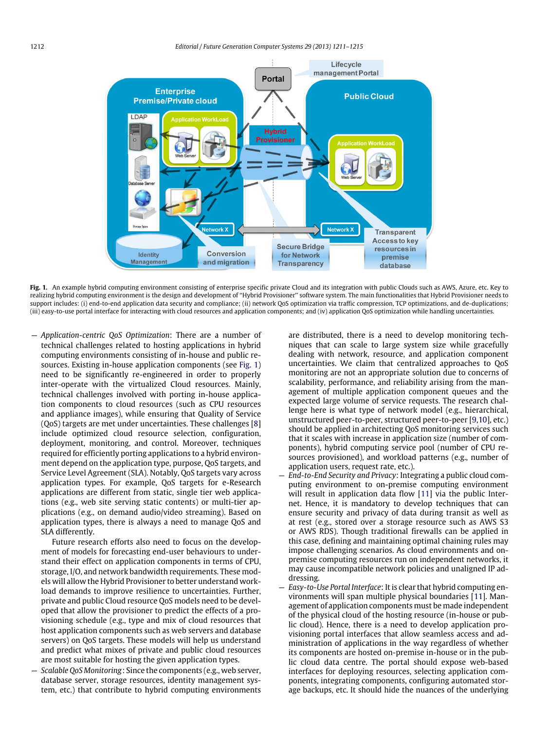Lifecycle management Portal

Portal

Enterprise Premise/Private cloud

Public Cloud

LDAP

Application WorkLoad

Web Server

Hybrid Provisioner

Application WorkLoad

Web Server

Database Server

Storage Space

Network X

Network X

Identity Management

Conversion and migration

Secure Bridge for Network Transparency

Transparent Access to key resources in premise database

**Fig. 1.** An example hybrid computing environment consisting of enterprise specific private Cloud and its integration with public Clouds such as AWS, Azure, etc. Key to realizing hybrid computing environment is the design and development of "Hybrid Provisioner" software system. The main functionalities that Hybrid Provisioner needs to support includes: (i) end-to-end application data security and compliance; (ii) network QoS optimization via traffic compression, TCP optimizations, and de-duplications; (iii) easy-to-use portal interface for interacting with cloud resources and application components; and (iv) application QoS optimization while handling uncertainties.

— *Application-centric QoS Optimization*: There are a number of technical challenges related to hosting applications in hybrid computing environments consisting of in-house and public resources. Existing in-house application components (see Fig. 1) need to be significantly re-engineered in order to properly inter-operate with the virtualized Cloud resources. Mainly, technical challenges involved with porting in-house application components to cloud resources (such as CPU resources and appliance images), while ensuring that Quality of Service (QoS) targets are met under uncertainties. These challenges [8] include optimized cloud resource selection, configuration, deployment, monitoring, and control. Moreover, techniques required for efficiently porting applications to a hybrid environment depend on the application type, purpose, QoS targets, and Service Level Agreement (SLA). Notably, QoS targets vary across application types. For example, QoS targets for e-Research applications are different from static, single tier web applications (e.g., web site serving static contents) or multi-tier applications (e.g., on demand audio/video streaming). Based on application types, there is always a need to manage QoS and SLA differently.

Future research efforts also need to focus on the development of models for forecasting end-user behaviours to understand their effect on application components in terms of CPU, storage, I/O, and network bandwidth requirements. These models will allow the Hybrid Provisioner to better understand workload demands to improve resilience to uncertainties. Further, private and public Cloud resource QoS models need to be developed that allow the provisioner to predict the effects of a provisioning schedule (e.g., type and mix of cloud resources that host application components such as web servers and database servers) on QoS targets. These models will help us understand and predict what mixes of private and public cloud resources are most suitable for hosting the given application types.

— *Scalable QoS Monitoring*: Since the components (e.g., web server, database server, storage resources, identity management system, etc.) that contribute to hybrid computing environments are distributed, there is a need to develop monitoring techniques that can scale to large system size while gracefully dealing with network, resource, and application component uncertainties. We claim that centralized approaches to QoS monitoring are not an appropriate solution due to concerns of scalability, performance, and reliability arising from the management of multiple application component queues and the expected large volume of service requests. The research challenge here is what type of network model (e.g., hierarchical, unstructured peer-to-peer, structured peer-to-peer [9,10], etc.) should be applied in architecting QoS monitoring services such that it scales with increase in application size (number of components), hybrid computing service pool (number of CPU resources provisioned), and workload patterns (e.g., number of application users, request rate, etc.).

— *End-to-End Security and Privacy*: Integrating a public cloud computing environment to on-premise computing environment will result in application data flow [11] via the public Internet. Hence, it is mandatory to develop techniques that can ensure security and privacy of data during transit as well as at rest (e.g., stored over a storage resource such as AWS S3 or AWS RDS). Though traditional firewalls can be applied in this case, defining and maintaining optimal chaining rules may impose challenging scenarios. As cloud environments and on-premise computing resources run on independent networks, it may cause incompatible network policies and unaligned IP addressing.

— *Easy-to-Use Portal Interface*: It is clear that hybrid computing environments will span multiple physical boundaries [11]. Management of application components must be made independent of the physical cloud of the hosting resource (in-house or public cloud). Hence, there is a need to develop application provisioning portal interfaces that allow seamless access and administration of applications in the way regardless of whether its components are hosted on-premise in-house or in the public cloud data centre. The portal should expose web-based interfaces for deploying resources, selecting application components, integrating components, configuring automated storage backups, etc. It should hide the nuances of the underlying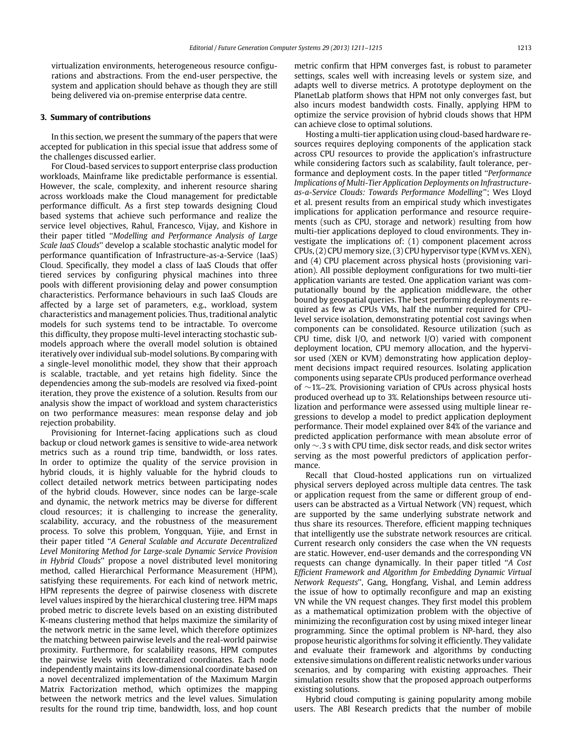virtualization environments, heterogeneous resource configurations and abstractions. From the end-user perspective, the system and application should behave as though they are still being delivered via on-premise enterprise data centre.

## 3. Summary of contributions

In this section, we present the summary of the papers that were accepted for publication in this special issue that address some of the challenges discussed earlier.

For Cloud-based services to support enterprise class production workloads, Mainframe like predictable performance is essential. However, the scale, complexity, and inherent resource sharing across workloads make the Cloud management for predictable performance difficult. As a first step towards designing Cloud based systems that achieve such performance and realize the service level objectives, Rahul, Francesco, Vijay, and Kishore in their paper titled "*Modelling and Performance Analysis of Large Scale IaaS Clouds*" develop a scalable stochastic analytic model for performance quantification of Infrastructure-as-a-Service (IaaS) Cloud. Specifically, they model a class of IaaS Clouds that offer tiered services by configuring physical machines into three pools with different provisioning delay and power consumption characteristics. Performance behaviours in such IaaS Clouds are affected by a large set of parameters, e.g., workload, system characteristics and management policies. Thus, traditional analytic models for such systems tend to be intractable. To overcome this difficulty, they propose multi-level interacting stochastic submodels approach where the overall model solution is obtained iteratively over individual sub-model solutions. By comparing with a single-level monolithic model, they show that their approach is scalable, tractable, and yet retains high fidelity. Since the dependencies among the sub-models are resolved via fixed-point iteration, they prove the existence of a solution. Results from our analysis show the impact of workload and system characteristics on two performance measures: mean response delay and job rejection probability.

Provisioning for Internet-facing applications such as cloud backup or cloud network games is sensitive to wide-area network metrics such as a round trip time, bandwidth, or loss rates. In order to optimize the quality of the service provision in hybrid clouds, it is highly valuable for the hybrid clouds to collect detailed network metrics between participating nodes of the hybrid clouds. However, since nodes can be large-scale and dynamic, the network metrics may be diverse for different cloud resources; it is challenging to increase the generality, scalability, accuracy, and the robustness of the measurement process. To solve this problem, Yongquan, Yijie, and Ernst in their paper titled "*A General Scalable and Accurate Decentralized Level Monitoring Method for Large-scale Dynamic Service Provision in Hybrid Clouds*" propose a novel distributed level monitoring method, called Hierarchical Performance Measurement (HPM), satisfying these requirements. For each kind of network metric, HPM represents the degree of pairwise closeness with discrete level values inspired by the hierarchical clustering tree. HPM maps probed metric to discrete levels based on an existing distributed K-means clustering method that helps maximize the similarity of the network metric in the same level, which therefore optimizes the matching between pairwise levels and the real-world pairwise proximity. Furthermore, for scalability reasons, HPM computes the pairwise levels with decentralized coordinates. Each node independently maintains its low-dimensional coordinate based on a novel decentralized implementation of the Maximum Margin Matrix Factorization method, which optimizes the mapping between the network metrics and the level values. Simulation results for the round trip time, bandwidth, loss, and hop count metric confirm that HPM converges fast, is robust to parameter settings, scales well with increasing levels or system size, and adapts well to diverse metrics. A prototype deployment on the PlanetLab platform shows that HPM not only converges fast, but also incurs modest bandwidth costs. Finally, applying HPM to optimize the service provision of hybrid clouds shows that HPM can achieve close to optimal solutions.

Hosting a multi-tier application using cloud-based hardware resources requires deploying components of the application stack across CPU resources to provide the application's infrastructure while considering factors such as scalability, fault tolerance, performance and deployment costs. In the paper titled "*Performance Implications of Multi-Tier Application Deployments on Infrastructure-as-a-Service Clouds: Towards Performance Modelling*"; Wes Lloyd et al. present results from an empirical study which investigates implications for application performance and resource requirements (such as CPU, storage and network) resulting from how multi-tier applications deployed to cloud environments. They investigate the implications of: (1) component placement across CPUs, (2) CPU memory size, (3) CPU hypervisor type (KVM vs. XEN), and (4) CPU placement across physical hosts (provisioning variation). All possible deployment configurations for two multi-tier application variants are tested. One application variant was computationally bound by the application middleware, the other bound by geospatial queries. The best performing deployments required as few as CPUs VMs, half the number required for CPU-level service isolation, demonstrating potential cost savings when components can be consolidated. Resource utilization (such as CPU time, disk I/O, and network I/O) varied with component deployment location, CPU memory allocation, and the hypervisor used (XEN or KVM) demonstrating how application deployment decisions impact required resources. Isolating application components using separate CPUs produced performance overhead of ∼1%–2%. Provisioning variation of CPUs across physical hosts produced overhead up to 3%. Relationships between resource utilization and performance were assessed using multiple linear regressions to develop a model to predict application deployment performance. Their model explained over 84% of the variance and predicted application performance with mean absolute error of only ∼.3 s with CPU time, disk sector reads, and disk sector writes serving as the most powerful predictors of application performance.

Recall that Cloud-hosted applications run on virtualized physical servers deployed across multiple data centres. The task or application request from the same or different group of end-users can be abstracted as a Virtual Network (VN) request, which are supported by the same underlying substrate network and thus share its resources. Therefore, efficient mapping techniques that intelligently use the substrate network resources are critical. Current research only considers the case when the VN requests are static. However, end-user demands and the corresponding VN requests can change dynamically. In their paper titled "*A Cost Efficient Framework and Algorithm for Embedding Dynamic Virtual Network Requests*", Gang, Hongfang, Vishal, and Lemin address the issue of how to optimally reconfigure and map an existing VN while the VN request changes. They first model this problem as a mathematical optimization problem with the objective of minimizing the reconfiguration cost by using mixed integer linear programming. Since the optimal problem is NP-hard, they also propose heuristic algorithms for solving it efficiently. They validate and evaluate their framework and algorithms by conducting extensive simulations on different realistic networks under various scenarios, and by comparing with existing approaches. Their simulation results show that the proposed approach outperforms existing solutions.

Hybrid cloud computing is gaining popularity among mobile users. The ABI Research predicts that the number of mobile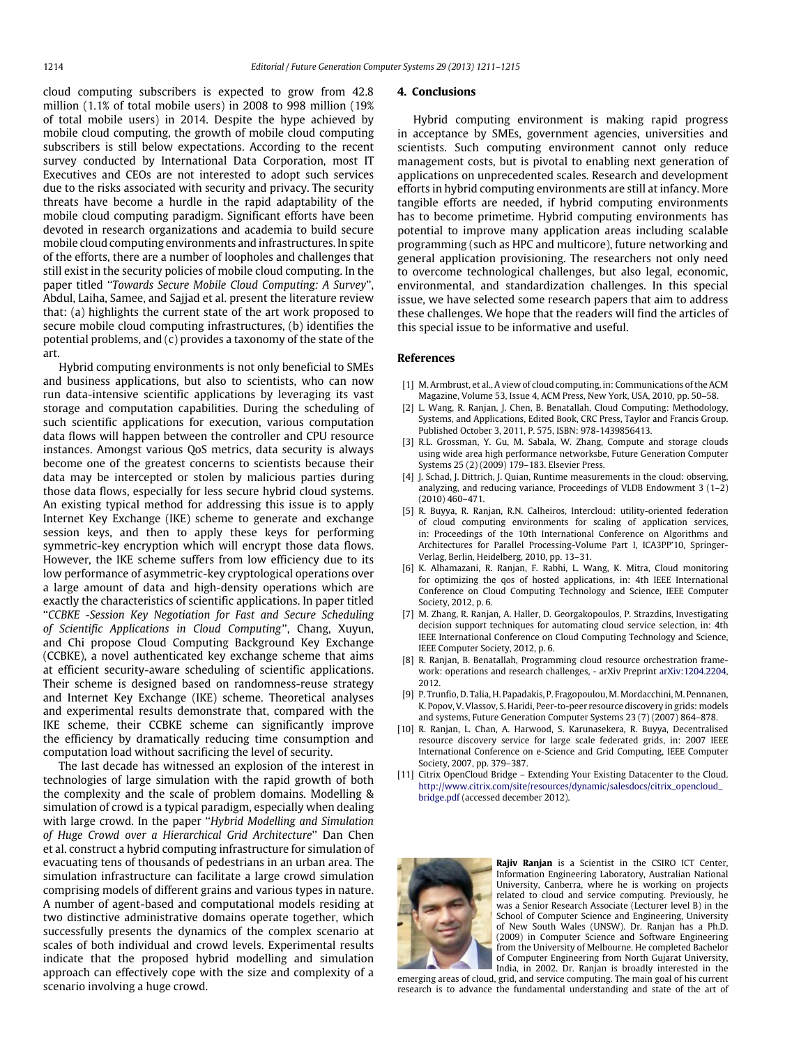cloud computing subscribers is expected to grow from 42.8 million (1.1% of total mobile users) in 2008 to 998 million (19% of total mobile users) in 2014. Despite the hype achieved by mobile cloud computing, the growth of mobile cloud computing subscribers is still below expectations. According to the recent survey conducted by International Data Corporation, most IT Executives and CEOs are not interested to adopt such services due to the risks associated with security and privacy. The security threats have become a hurdle in the rapid adaptability of the mobile cloud computing paradigm. Significant efforts have been devoted in research organizations and academia to build secure mobile cloud computing environments and infrastructures. In spite of the efforts, there are a number of loopholes and challenges that still exist in the security policies of mobile cloud computing. In the paper titled "*Towards Secure Mobile Cloud Computing: A Survey*", Abdul, Laiha, Samee, and Sajjad et al. present the literature review that: (a) highlights the current state of the art work proposed to secure mobile cloud computing infrastructures, (b) identifies the potential problems, and (c) provides a taxonomy of the state of the art.

Hybrid computing environments is not only beneficial to SMEs and business applications, but also to scientists, who can now run data-intensive scientific applications by leveraging its vast storage and computation capabilities. During the scheduling of such scientific applications for execution, various computation data flows will happen between the controller and CPU resource instances. Amongst various QoS metrics, data security is always become one of the greatest concerns to scientists because their data may be intercepted or stolen by malicious parties during those data flows, especially for less secure hybrid cloud systems. An existing typical method for addressing this issue is to apply Internet Key Exchange (IKE) scheme to generate and exchange session keys, and then to apply these keys for performing symmetric-key encryption which will encrypt those data flows. However, the IKE scheme suffers from low efficiency due to its low performance of asymmetric-key cryptological operations over a large amount of data and high-density operations which are exactly the characteristics of scientific applications. In paper titled "*CCBKE -Session Key Negotiation for Fast and Secure Scheduling of Scientific Applications in Cloud Computing*", Chang, Xuyun, and Chi propose Cloud Computing Background Key Exchange (CCBKE), a novel authenticated key exchange scheme that aims at efficient security-aware scheduling of scientific applications. Their scheme is designed based on randomness-reuse strategy and Internet Key Exchange (IKE) scheme. Theoretical analyses and experimental results demonstrate that, compared with the IKE scheme, their CCBKE scheme can significantly improve the efficiency by dramatically reducing time consumption and computation load without sacrificing the level of security.

The last decade has witnessed an explosion of the interest in technologies of large simulation with the rapid growth of both the complexity and the scale of problem domains. Modelling & simulation of crowd is a typical paradigm, especially when dealing with large crowd. In the paper "*Hybrid Modelling and Simulation of Huge Crowd over a Hierarchical Grid Architecture*" Dan Chen et al. construct a hybrid computing infrastructure for simulation of evacuating tens of thousands of pedestrians in an urban area. The simulation infrastructure can facilitate a large crowd simulation comprising models of different grains and various types in nature. A number of agent-based and computational models residing at two distinctive administrative domains operate together, which successfully presents the dynamics of the complex scenario at scales of both individual and crowd levels. Experimental results indicate that the proposed hybrid modelling and simulation approach can effectively cope with the size and complexity of a scenario involving a huge crowd.

## 4. Conclusions

Hybrid computing environment is making rapid progress in acceptance by SMEs, government agencies, universities and scientists. Such computing environment cannot only reduce management costs, but is pivotal to enabling next generation of applications on unprecedented scales. Research and development efforts in hybrid computing environments are still at infancy. More tangible efforts are needed, if hybrid computing environments has to become primetime. Hybrid computing environments has potential to improve many application areas including scalable programming (such as HPC and multicore), future networking and general application provisioning. The researchers not only need to overcome technological challenges, but also legal, economic, environmental, and standardization challenges. In this special issue, we have selected some research papers that aim to address these challenges. We hope that the readers will find the articles of this special issue to be informative and useful.

## References

[1] M. Armbrust, et al., A view of cloud computing, in: Communications of the ACM Magazine, Volume 53, Issue 4, ACM Press, New York, USA, 2010, pp. 50–58.

[2] L. Wang, R. Ranjan, J. Chen, B. Benatallah, Cloud Computing: Methodology, Systems, and Applications, Edited Book, CRC Press, Taylor and Francis Group. Published October 3, 2011, P. 575, ISBN: 978-1439856413.

[3] R.L. Grossman, Y. Gu, M. Sabala, W. Zhang, Compute and storage clouds using wide area high performance networksbe, Future Generation Computer Systems 25 (2) (2009) 179–183. Elsevier Press.

[4] J. Schad, J. Dittrich, J. Quian, Runtime measurements in the cloud: observing, analyzing, and reducing variance, Proceedings of VLDB Endowment 3 (1–2) (2010) 460–471.

[5] R. Buyya, R. Ranjan, R.N. Calheiros, Intercloud: utility-oriented federation of cloud computing environments for scaling of application services, in: Proceedings of the 10th International Conference on Algorithms and Architectures for Parallel Processing-Volume Part I, ICA3PP'10, Springer-Verlag, Berlin, Heidelberg, 2010, pp. 13–31.

[6] K. Alhamazani, R. Ranjan, F. Rabhi, L. Wang, K. Mitra, Cloud monitoring for optimizing the qos of hosted applications, in: 4th IEEE International Conference on Cloud Computing Technology and Science, IEEE Computer Society, 2012, p. 6.

[7] M. Zhang, R. Ranjan, A. Haller, D. Georgakopoulos, P. Strazdins, Investigating decision support techniques for automating cloud service selection, in: 4th IEEE International Conference on Cloud Computing Technology and Science, IEEE Computer Society, 2012, p. 6.

[8] R. Ranjan, B. Benatallah, Programming cloud resource orchestration framework: operations and research challenges, - arXiv Preprint arXiv:1204.2204, 2012.

[9] P. Trunfio, D. Talia, H. Papadakis, P. Fragopoulou, M. Mordacchini, M. Pennanen, K. Popov, V. Vlassov, S. Haridi, Peer-to-peer resource discovery in grids: models and systems, Future Generation Computer Systems 23 (7) (2007) 864–878.

[10] R. Ranjan, L. Chan, A. Harwood, S. Karunasekera, R. Buyya, Decentralised resource discovery service for large scale federated grids, in: 2007 IEEE International Conference on e-Science and Grid Computing, IEEE Computer Society, 2007, pp. 379–387.

[11] Citrix OpenCloud Bridge – Extending Your Existing Datacenter to the Cloud. http://www.citrix.com/site/resources/dynamic/salesdocs/citrix_opencloud_bridge.pdf (accessed december 2012).

**Rajiv Ranjan** is a Scientist in the CSIRO ICT Center, Information Engineering Laboratory, Australian National University, Canberra, where he is working on projects related to cloud and service computing. Previously, he was a Senior Research Associate (Lecturer level B) in the School of Computer Science and Engineering, University of New South Wales (UNSW). Dr. Ranjan has a Ph.D. (2009) in Computer Science and Software Engineering from the University of Melbourne. He completed Bachelor of Computer Engineering from North Gujarat University, India, in 2002. Dr. Ranjan is broadly interested in the emerging areas of cloud, grid, and service computing. The main goal of his current research is to advance the fundamental understanding and state of the art of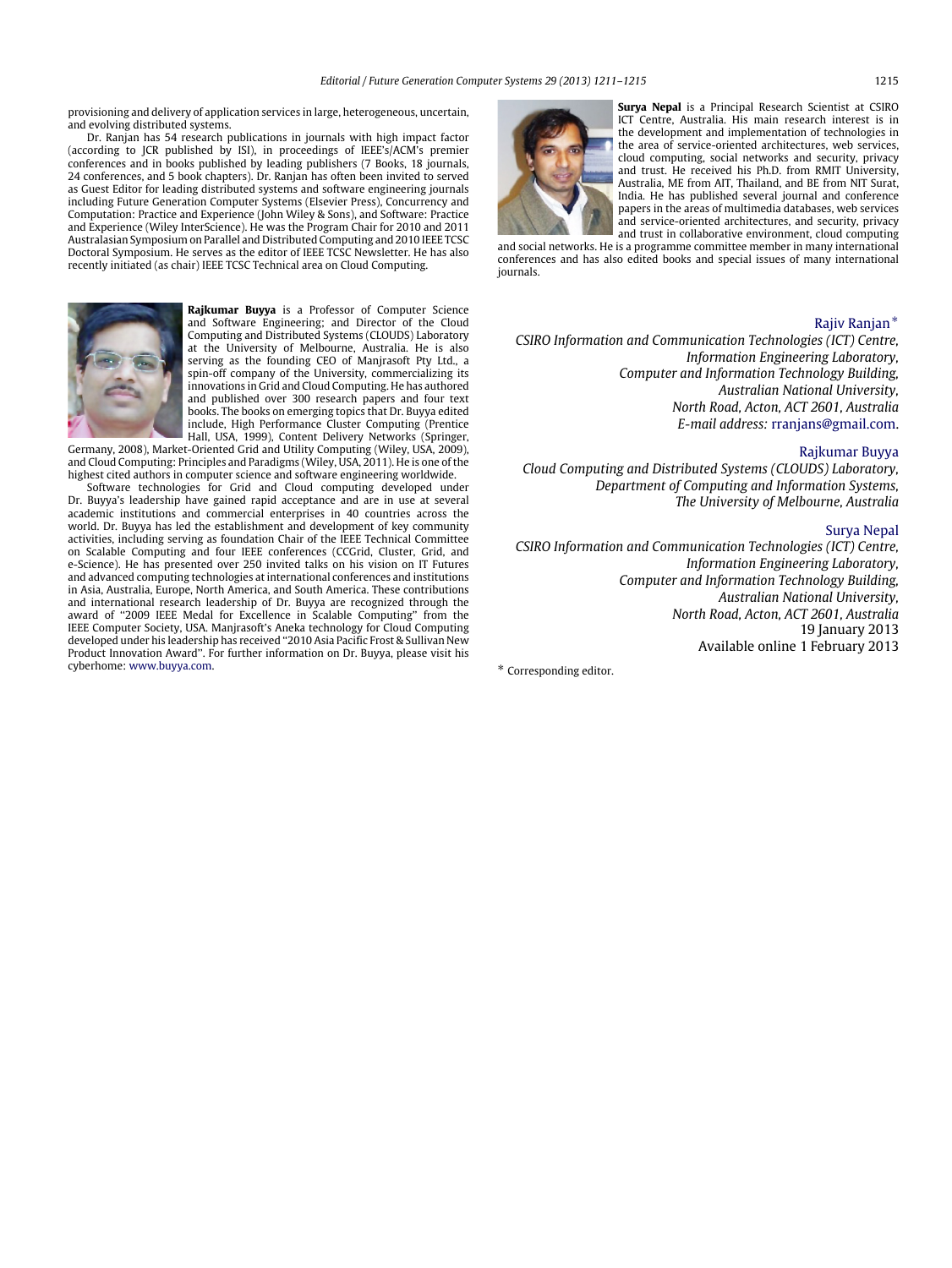provisioning and delivery of application services in large, heterogeneous, uncertain, and evolving distributed systems.

Dr. Ranjan has 54 research publications in journals with high impact factor (according to JCR published by ISI), in proceedings of IEEE's/ACM's premier conferences and in books published by leading publishers (7 Books, 18 journals, 24 conferences, and 5 book chapters). Dr. Ranjan has often been invited to served as Guest Editor for leading distributed systems and software engineering journals including Future Generation Computer Systems (Elsevier Press), Concurrency and Computation: Practice and Experience (John Wiley & Sons), and Software: Practice and Experience (Wiley InterScience). He was the Program Chair for 2010 and 2011 Australasian Symposium on Parallel and Distributed Computing and 2010 IEEE TCSC Doctoral Symposium. He serves as the editor of IEEE TCSC Newsletter. He has also recently initiated (as chair) IEEE TCSC Technical area on Cloud Computing.

**Rajkumar Buyya** is a Professor of Computer Science and Software Engineering; and Director of the Cloud Computing and Distributed Systems (CLOUDS) Laboratory at the University of Melbourne, Australia. He is also serving as the founding CEO of Manjrasoft Pty Ltd., a spin-off company of the University, commercializing its innovations in Grid and Cloud Computing. He has authored and published over 300 research papers and four text books. The books on emerging topics that Dr. Buyya edited include, High Performance Cluster Computing (Prentice Hall, USA, 1999), Content Delivery Networks (Springer, Germany, 2008), Market-Oriented Grid and Utility Computing (Wiley, USA, 2009), and Cloud Computing: Principles and Paradigms (Wiley, USA, 2011). He is one of the highest cited authors in computer science and software engineering worldwide.

Software technologies for Grid and Cloud computing developed under Dr. Buyya's leadership have gained rapid acceptance and are in use at several academic institutions and commercial enterprises in 40 countries across the world. Dr. Buyya has led the establishment and development of key community activities, including serving as foundation Chair of the IEEE Technical Committee on Scalable Computing and four IEEE conferences (CCGrid, Cluster, Grid, and e-Science). He has presented over 250 invited talks on his vision on IT Futures and advanced computing technologies at international conferences and institutions in Asia, Australia, Europe, North America, and South America. These contributions and international research leadership of Dr. Buyya are recognized through the award of "2009 IEEE Medal for Excellence in Scalable Computing" from the IEEE Computer Society, USA. Manjrasoft's Aneka technology for Cloud Computing developed under his leadership has received "2010 Asia Pacific Frost & Sullivan New Product Innovation Award". For further information on Dr. Buyya, please visit his cyberhome: www.buyya.com.

**Surya Nepal** is a Principal Research Scientist at CSIRO ICT Centre, Australia. His main research interest is in the development and implementation of technologies in the area of service-oriented architectures, web services, cloud computing, social networks and security, privacy and trust. He received his Ph.D. from RMIT University, Australia, ME from AIT, Thailand, and BE from NIT Surat, India. He has published several journal and conference papers in the areas of multimedia databases, web services and service-oriented architectures, and security, privacy and trust in collaborative environment, cloud computing and social networks. He is a programme committee member in many international conferences and has also edited books and special issues of many international journals.

Rajiv Ranjan *
*CSIRO Information and Communication Technologies (ICT) Centre, Information Engineering Laboratory, Computer and Information Technology Building, Australian National University, North Road, Acton, ACT 2601, Australia*
*E-mail address:* rranjans@gmail.com.

Rajkumar Buyya
*Cloud Computing and Distributed Systems (CLOUDS) Laboratory, Department of Computing and Information Systems, The University of Melbourne, Australia*

Surya Nepal
*CSIRO Information and Communication Technologies (ICT) Centre, Information Engineering Laboratory, Computer and Information Technology Building, Australian National University, North Road, Acton, ACT 2601, Australia*

19 January 2013

Available online 1 February 2013

* Corresponding editor.